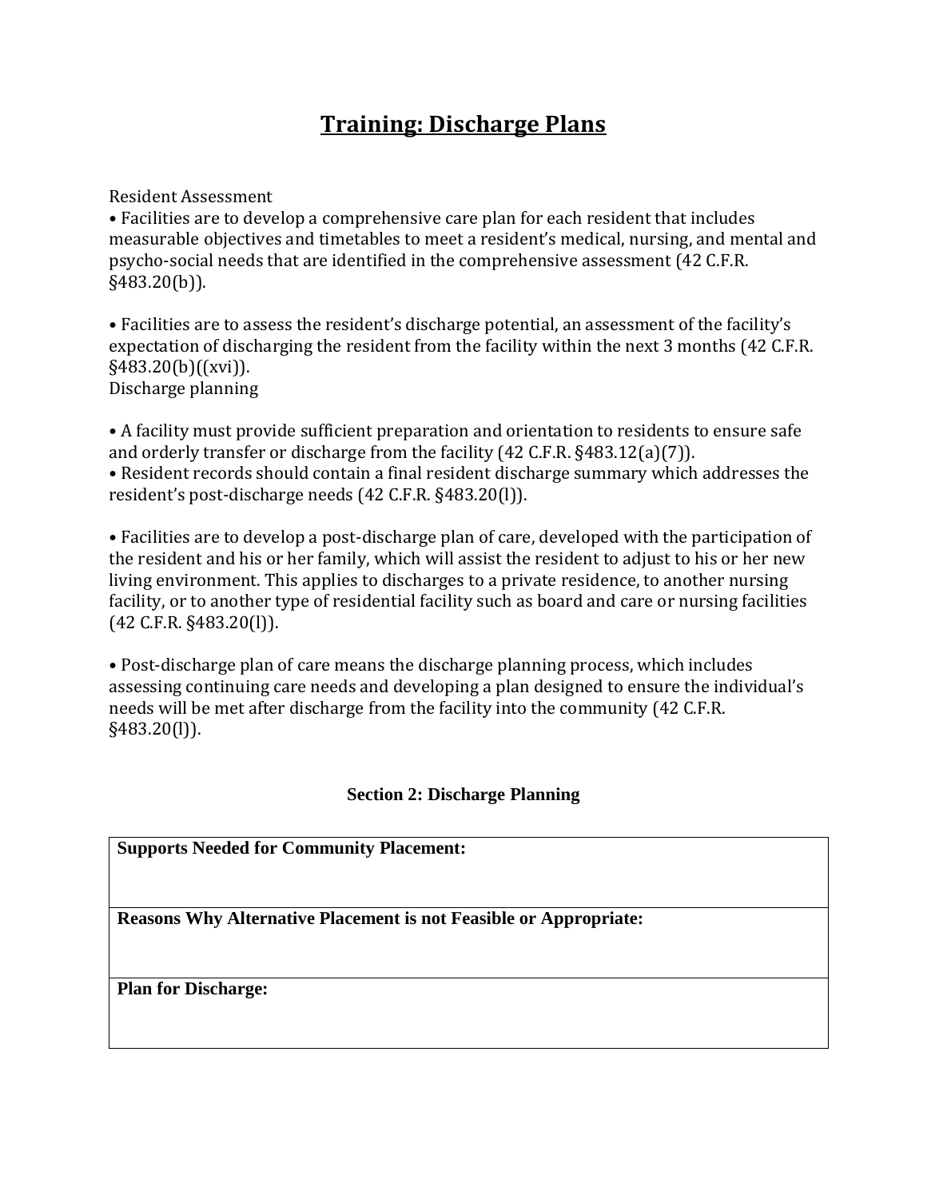# Training: Discharge Plans

Resident Assessment

- Facilities are to develop a comprehensive care plan for each resident that includes measurable objectives and timetables to meet a resident's medical, nursing, and mental and psycho-social needs that are identified in the comprehensive assessment (42 C.F.R. §483.20(b)).

- Facilities are to assess the resident's discharge potential, an assessment of the facility's expectation of discharging the resident from the facility within the next 3 months (42 C.F.R. §483.20(b)((xvi)).

Discharge planning

- A facility must provide sufficient preparation and orientation to residents to ensure safe and orderly transfer or discharge from the facility (42 C.F.R. §483.12(a)(7)).
- Resident records should contain a final resident discharge summary which addresses the resident's post-discharge needs (42 C.F.R. §483.20(l)).

- Facilities are to develop a post-discharge plan of care, developed with the participation of the resident and his or her family, which will assist the resident to adjust to his or her new living environment. This applies to discharges to a private residence, to another nursing facility, or to another type of residential facility such as board and care or nursing facilities (42 C.F.R. §483.20(l)).

- Post-discharge plan of care means the discharge planning process, which includes assessing continuing care needs and developing a plan designed to ensure the individual's needs will be met after discharge from the facility into the community (42 C.F.R. §483.20(l)).

## Section 2: Discharge Planning

| **Supports Needed for Community Placement:** |
|---|
| **Reasons Why Alternative Placement is not Feasible or Appropriate:** |
| **Plan for Discharge:** |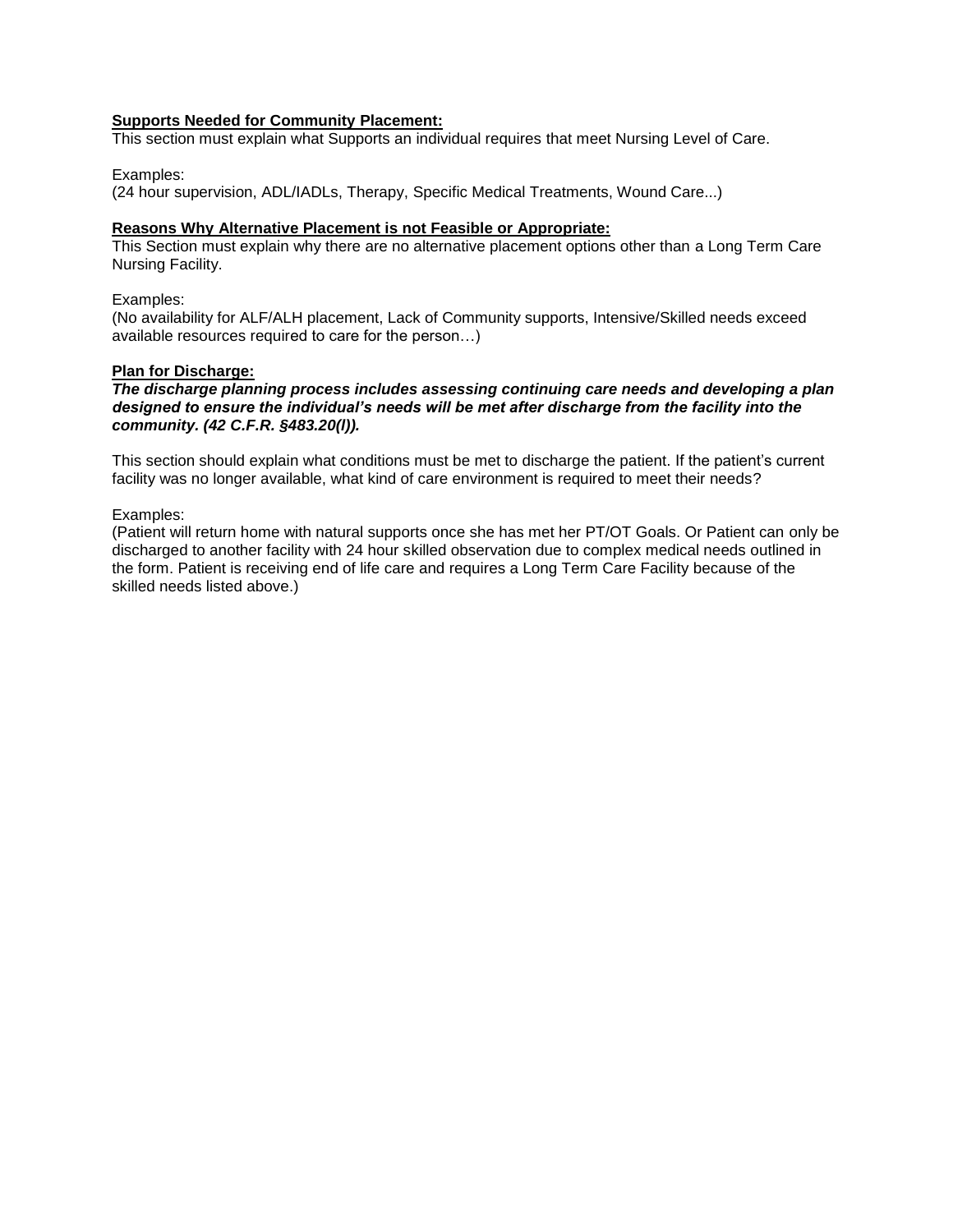**<u>Supports Needed for Community Placement:</u>**

This section must explain what Supports an individual requires that meet Nursing Level of Care.

Examples:

(24 hour supervision, ADL/IADLs, Therapy, Specific Medical Treatments, Wound Care...)

**<u>Reasons Why Alternative Placement is not Feasible or Appropriate:</u>**

This Section must explain why there are no alternative placement options other than a Long Term Care Nursing Facility.

Examples:

(No availability for ALF/ALH placement, Lack of Community supports, Intensive/Skilled needs exceed available resources required to care for the person…)

**<u>Plan for Discharge:</u>**

***The discharge planning process includes assessing continuing care needs and developing a plan designed to ensure the individual's needs will be met after discharge from the facility into the community. (42 C.F.R. §483.20(l)).***

This section should explain what conditions must be met to discharge the patient. If the patient's current facility was no longer available, what kind of care environment is required to meet their needs?

Examples:

(Patient will return home with natural supports once she has met her PT/OT Goals. Or Patient can only be discharged to another facility with 24 hour skilled observation due to complex medical needs outlined in the form. Patient is receiving end of life care and requires a Long Term Care Facility because of the skilled needs listed above.)